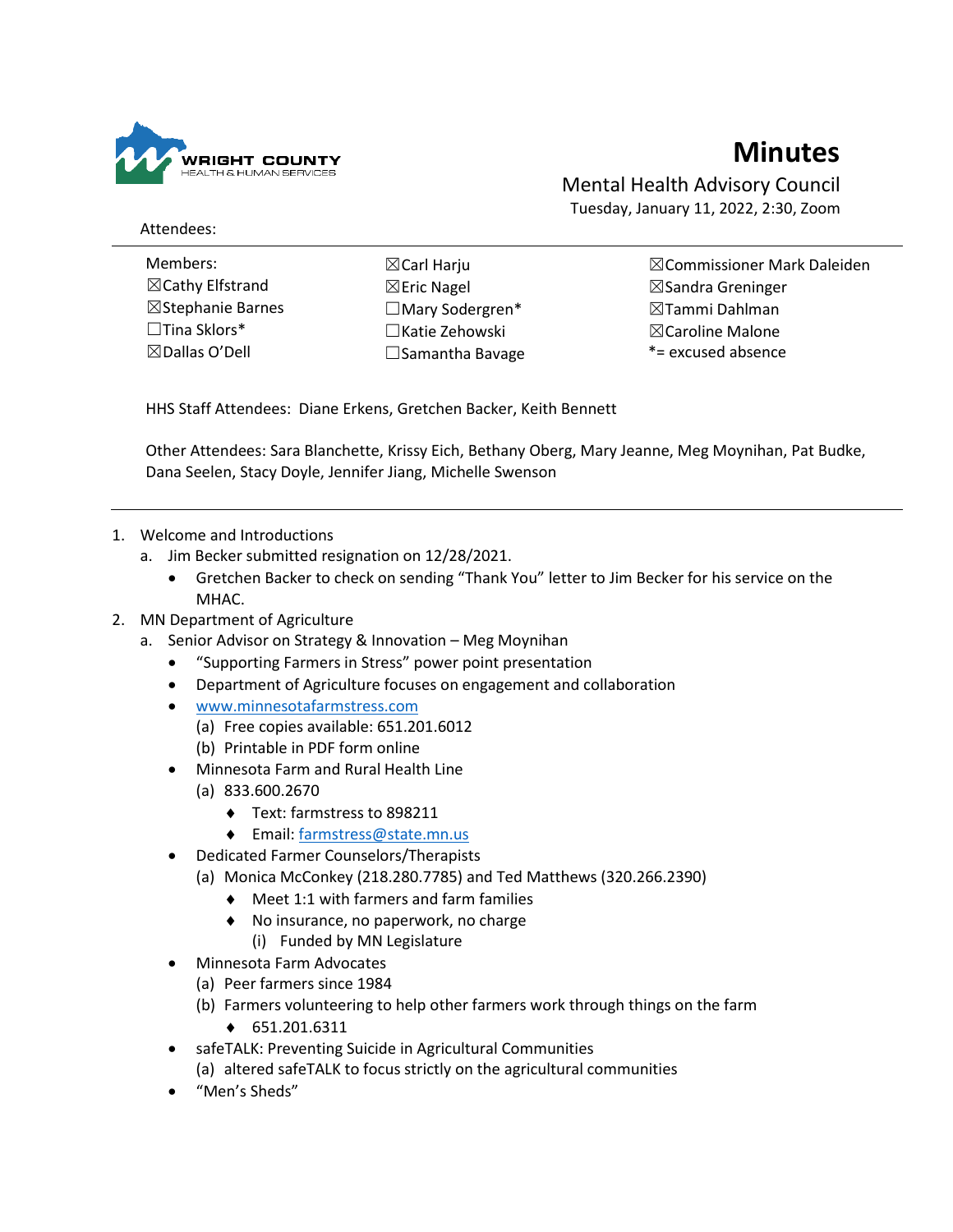# Minutes

## Mental Health Advisory Council

Tuesday, January 11, 2022, 2:30, Zoom

Attendees:

| Members: | ☒Carl Harju | ☒Commissioner Mark Daleiden |
| --- | --- | --- |
| ☒Cathy Elfstrand | ☒Eric Nagel | ☒Sandra Greninger |
| ☒Stephanie Barnes | ☐Mary Sodergren* | ☒Tammi Dahlman |
| ☐Tina Sklors* | ☐Katie Zehowski | ☒Caroline Malone |
| ☒Dallas O'Dell | ☐Samantha Bavage | *= excused absence |

HHS Staff Attendees: Diane Erkens, Gretchen Backer, Keith Bennett

Other Attendees: Sara Blanchette, Krissy Eich, Bethany Oberg, Mary Jeanne, Meg Moynihan, Pat Budke, Dana Seelen, Stacy Doyle, Jennifer Jiang, Michelle Swenson

1. Welcome and Introductions
   a. Jim Becker submitted resignation on 12/28/2021.
      - Gretchen Backer to check on sending "Thank You" letter to Jim Becker for his service on the MHAC.
2. MN Department of Agriculture
   a. Senior Advisor on Strategy & Innovation – Meg Moynihan
      - "Supporting Farmers in Stress" power point presentation
      - Department of Agriculture focuses on engagement and collaboration
      - www.minnesotafarmstress.com
        (a) Free copies available: 651.201.6012
        (b) Printable in PDF form online
      - Minnesota Farm and Rural Health Line
        (a) 833.600.2670
           - Text: farmstress to 898211
           - Email: farmstress@state.mn.us
      - Dedicated Farmer Counselors/Therapists
        (a) Monica McConkey (218.280.7785) and Ted Matthews (320.266.2390)
           - Meet 1:1 with farmers and farm families
           - No insurance, no paperwork, no charge
              (i) Funded by MN Legislature
      - Minnesota Farm Advocates
        (a) Peer farmers since 1984
        (b) Farmers volunteering to help other farmers work through things on the farm
           - 651.201.6311
      - safeTALK: Preventing Suicide in Agricultural Communities
        (a) altered safeTALK to focus strictly on the agricultural communities
      - "Men's Sheds"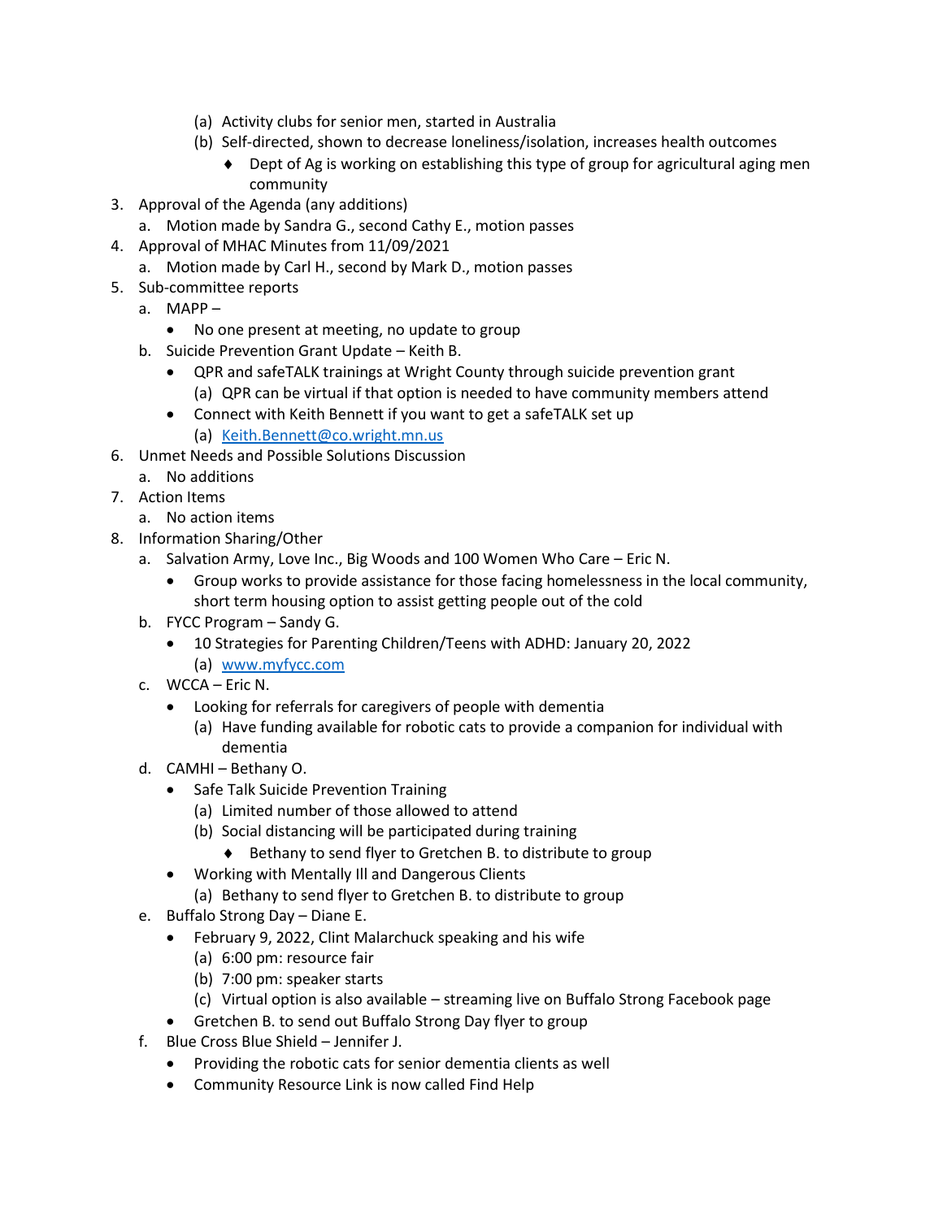- (a) Activity clubs for senior men, started in Australia
    - (b) Self-directed, shown to decrease loneliness/isolation, increases health outcomes
      - ♦ Dept of Ag is working on establishing this type of group for agricultural aging men community

3. Approval of the Agenda (any additions)
   a. Motion made by Sandra G., second Cathy E., motion passes
4. Approval of MHAC Minutes from 11/09/2021
   a. Motion made by Carl H., second by Mark D., motion passes
5. Sub-committee reports
   a. MAPP –
      - No one present at meeting, no update to group

   b. Suicide Prevention Grant Update – Keith B.
      - QPR and safeTALK trainings at Wright County through suicide prevention grant
        - (a) QPR can be virtual if that option is needed to have community members attend
      - Connect with Keith Bennett if you want to get a safeTALK set up
        - (a) Keith.Bennett@co.wright.mn.us
6. Unmet Needs and Possible Solutions Discussion
   a. No additions
7. Action Items
   a. No action items
8. Information Sharing/Other
   a. Salvation Army, Love Inc., Big Woods and 100 Women Who Care – Eric N.
      - Group works to provide assistance for those facing homelessness in the local community, short term housing option to assist getting people out of the cold

   b. FYCC Program – Sandy G.
      - 10 Strategies for Parenting Children/Teens with ADHD: January 20, 2022
        - (a) www.myfycc.com

   c. WCCA – Eric N.
      - Looking for referrals for caregivers of people with dementia
        - (a) Have funding available for robotic cats to provide a companion for individual with dementia

   d. CAMHI – Bethany O.
      - Safe Talk Suicide Prevention Training
        - (a) Limited number of those allowed to attend
        - (b) Social distancing will be participated during training
          - ♦ Bethany to send flyer to Gretchen B. to distribute to group
      - Working with Mentally Ill and Dangerous Clients
        - (a) Bethany to send flyer to Gretchen B. to distribute to group

   e. Buffalo Strong Day – Diane E.
      - February 9, 2022, Clint Malarchuck speaking and his wife
        - (a) 6:00 pm: resource fair
        - (b) 7:00 pm: speaker starts
        - (c) Virtual option is also available – streaming live on Buffalo Strong Facebook page
      - Gretchen B. to send out Buffalo Strong Day flyer to group

   f. Blue Cross Blue Shield – Jennifer J.
      - Providing the robotic cats for senior dementia clients as well
      - Community Resource Link is now called Find Help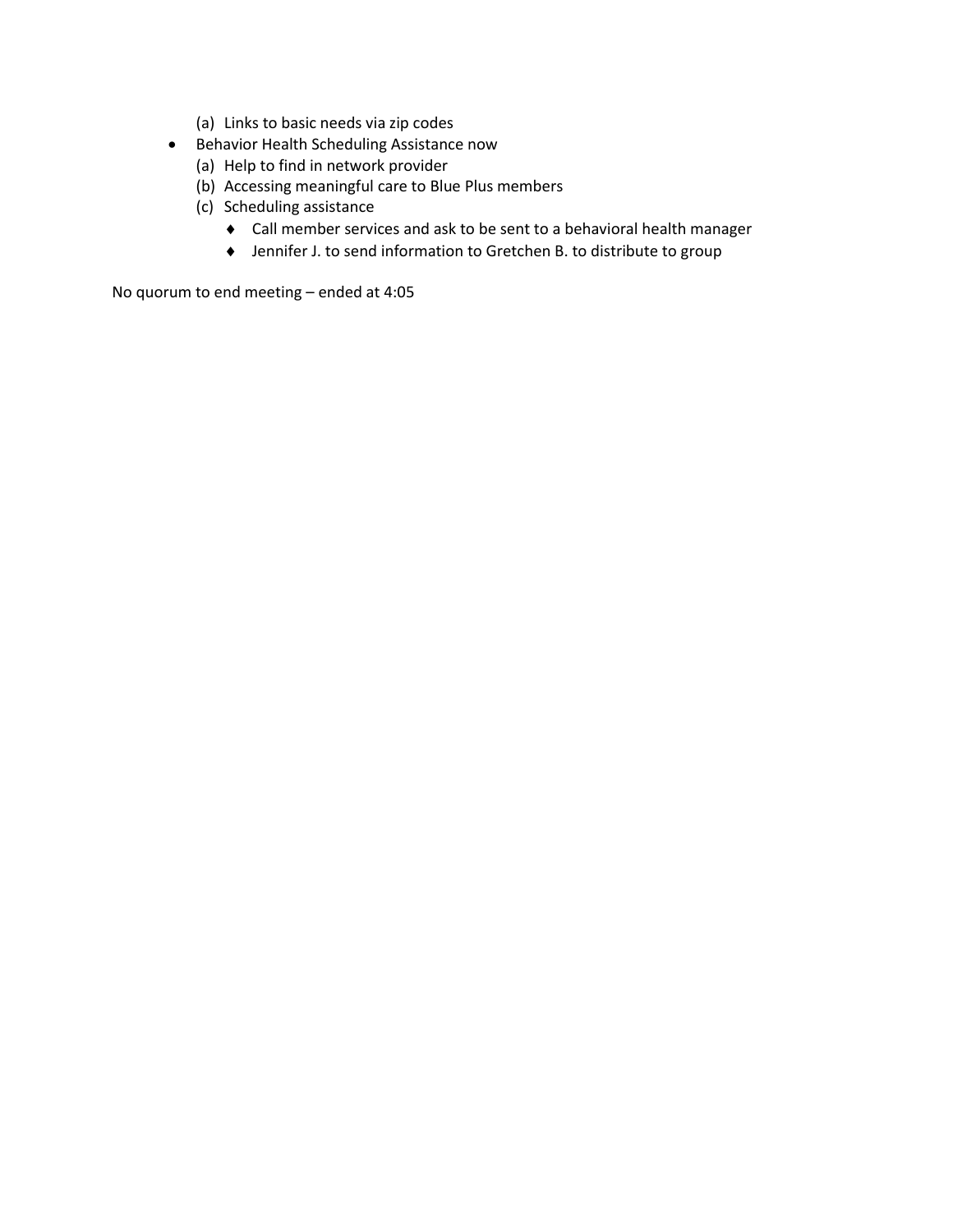(a) Links to basic needs via zip codes

- Behavior Health Scheduling Assistance now
   (a) Help to find in network provider
   (b) Accessing meaningful care to Blue Plus members
   (c) Scheduling assistance
      - Call member services and ask to be sent to a behavioral health manager
      - Jennifer J. to send information to Gretchen B. to distribute to group

No quorum to end meeting – ended at 4:05